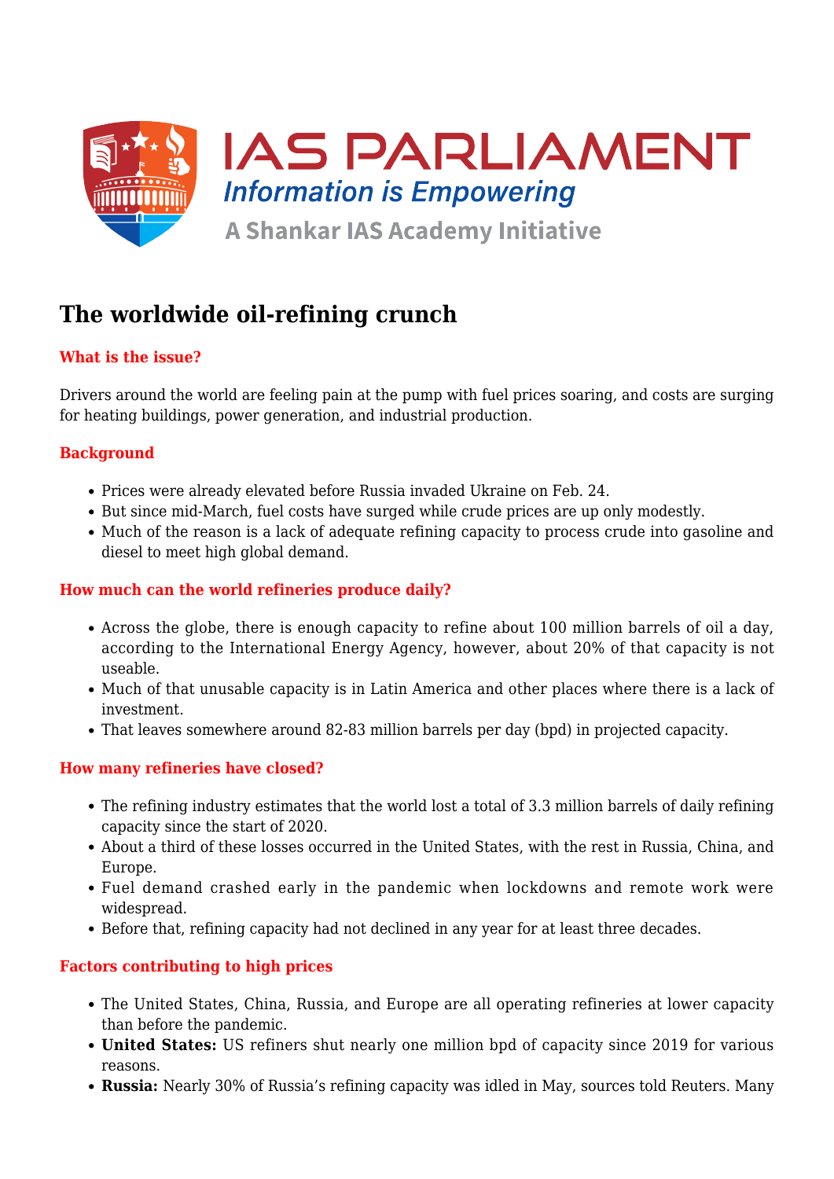# The worldwide oil-refining crunch

## What is the issue?

Drivers around the world are feeling pain at the pump with fuel prices soaring, and costs are surging for heating buildings, power generation, and industrial production.

## Background

- Prices were already elevated before Russia invaded Ukraine on Feb. 24.
- But since mid-March, fuel costs have surged while crude prices are up only modestly.
- Much of the reason is a lack of adequate refining capacity to process crude into gasoline and diesel to meet high global demand.

## How much can the world refineries produce daily?

- Across the globe, there is enough capacity to refine about 100 million barrels of oil a day, according to the International Energy Agency, however, about 20% of that capacity is not useable.
- Much of that unusable capacity is in Latin America and other places where there is a lack of investment.
- That leaves somewhere around 82-83 million barrels per day (bpd) in projected capacity.

## How many refineries have closed?

- The refining industry estimates that the world lost a total of 3.3 million barrels of daily refining capacity since the start of 2020.
- About a third of these losses occurred in the United States, with the rest in Russia, China, and Europe.
- Fuel demand crashed early in the pandemic when lockdowns and remote work were widespread.
- Before that, refining capacity had not declined in any year for at least three decades.

## Factors contributing to high prices

- The United States, China, Russia, and Europe are all operating refineries at lower capacity than before the pandemic.
- **United States:** US refiners shut nearly one million bpd of capacity since 2019 for various reasons.
- **Russia:** Nearly 30% of Russia's refining capacity was idled in May, sources told Reuters. Many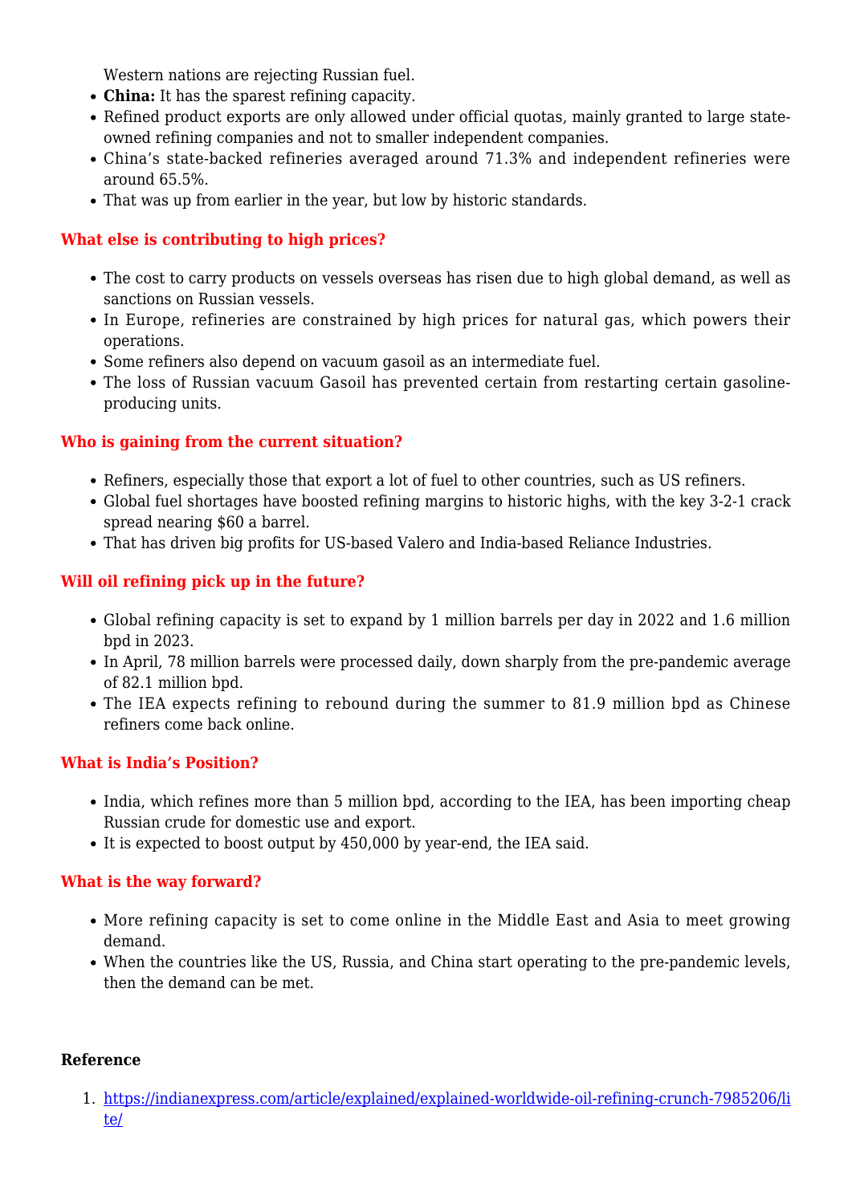Western nations are rejecting Russian fuel.

- **China:** It has the sparest refining capacity.
- Refined product exports are only allowed under official quotas, mainly granted to large state-owned refining companies and not to smaller independent companies.
- China's state-backed refineries averaged around 71.3% and independent refineries were around 65.5%.
- That was up from earlier in the year, but low by historic standards.

### What else is contributing to high prices?

- The cost to carry products on vessels overseas has risen due to high global demand, as well as sanctions on Russian vessels.
- In Europe, refineries are constrained by high prices for natural gas, which powers their operations.
- Some refiners also depend on vacuum gasoil as an intermediate fuel.
- The loss of Russian vacuum Gasoil has prevented certain from restarting certain gasoline-producing units.

### Who is gaining from the current situation?

- Refiners, especially those that export a lot of fuel to other countries, such as US refiners.
- Global fuel shortages have boosted refining margins to historic highs, with the key 3-2-1 crack spread nearing $60 a barrel.
- That has driven big profits for US-based Valero and India-based Reliance Industries.

### Will oil refining pick up in the future?

- Global refining capacity is set to expand by 1 million barrels per day in 2022 and 1.6 million bpd in 2023.
- In April, 78 million barrels were processed daily, down sharply from the pre-pandemic average of 82.1 million bpd.
- The IEA expects refining to rebound during the summer to 81.9 million bpd as Chinese refiners come back online.

### What is India's Position?

- India, which refines more than 5 million bpd, according to the IEA, has been importing cheap Russian crude for domestic use and export.
- It is expected to boost output by 450,000 by year-end, the IEA said.

### What is the way forward?

- More refining capacity is set to come online in the Middle East and Asia to meet growing demand.
- When the countries like the US, Russia, and China start operating to the pre-pandemic levels, then the demand can be met.

**Reference**

1. https://indianexpress.com/article/explained/explained-worldwide-oil-refining-crunch-7985206/lite/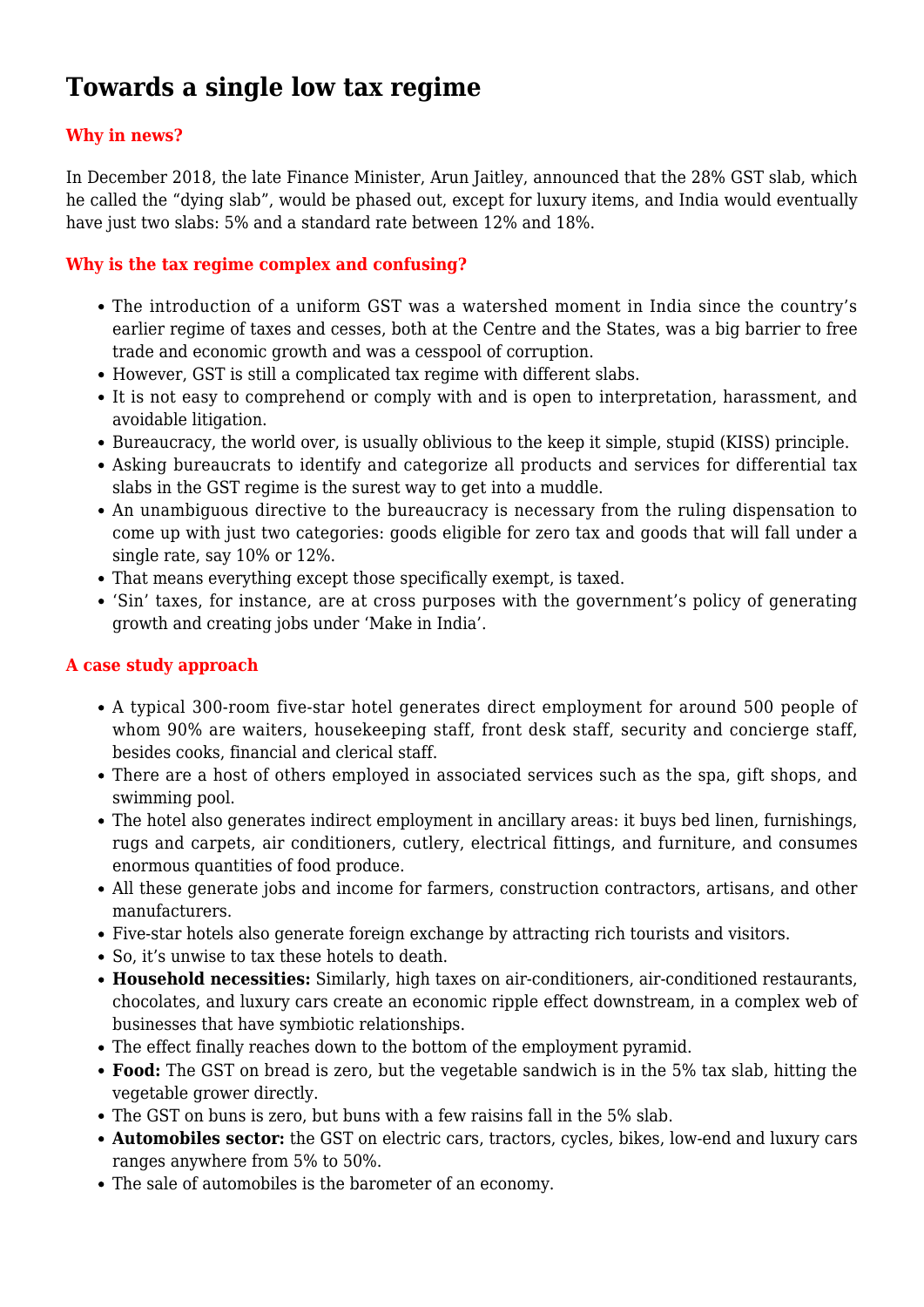# Towards a single low tax regime

### Why in news?

In December 2018, the late Finance Minister, Arun Jaitley, announced that the 28% GST slab, which he called the "dying slab", would be phased out, except for luxury items, and India would eventually have just two slabs: 5% and a standard rate between 12% and 18%.

### Why is the tax regime complex and confusing?

- The introduction of a uniform GST was a watershed moment in India since the country's earlier regime of taxes and cesses, both at the Centre and the States, was a big barrier to free trade and economic growth and was a cesspool of corruption.
- However, GST is still a complicated tax regime with different slabs.
- It is not easy to comprehend or comply with and is open to interpretation, harassment, and avoidable litigation.
- Bureaucracy, the world over, is usually oblivious to the keep it simple, stupid (KISS) principle.
- Asking bureaucrats to identify and categorize all products and services for differential tax slabs in the GST regime is the surest way to get into a muddle.
- An unambiguous directive to the bureaucracy is necessary from the ruling dispensation to come up with just two categories: goods eligible for zero tax and goods that will fall under a single rate, say 10% or 12%.
- That means everything except those specifically exempt, is taxed.
- 'Sin' taxes, for instance, are at cross purposes with the government's policy of generating growth and creating jobs under 'Make in India'.

### A case study approach

- A typical 300-room five-star hotel generates direct employment for around 500 people of whom 90% are waiters, housekeeping staff, front desk staff, security and concierge staff, besides cooks, financial and clerical staff.
- There are a host of others employed in associated services such as the spa, gift shops, and swimming pool.
- The hotel also generates indirect employment in ancillary areas: it buys bed linen, furnishings, rugs and carpets, air conditioners, cutlery, electrical fittings, and furniture, and consumes enormous quantities of food produce.
- All these generate jobs and income for farmers, construction contractors, artisans, and other manufacturers.
- Five-star hotels also generate foreign exchange by attracting rich tourists and visitors.
- So, it's unwise to tax these hotels to death.
- **Household necessities:** Similarly, high taxes on air-conditioners, air-conditioned restaurants, chocolates, and luxury cars create an economic ripple effect downstream, in a complex web of businesses that have symbiotic relationships.
- The effect finally reaches down to the bottom of the employment pyramid.
- **Food:** The GST on bread is zero, but the vegetable sandwich is in the 5% tax slab, hitting the vegetable grower directly.
- The GST on buns is zero, but buns with a few raisins fall in the 5% slab.
- **Automobiles sector:** the GST on electric cars, tractors, cycles, bikes, low-end and luxury cars ranges anywhere from 5% to 50%.
- The sale of automobiles is the barometer of an economy.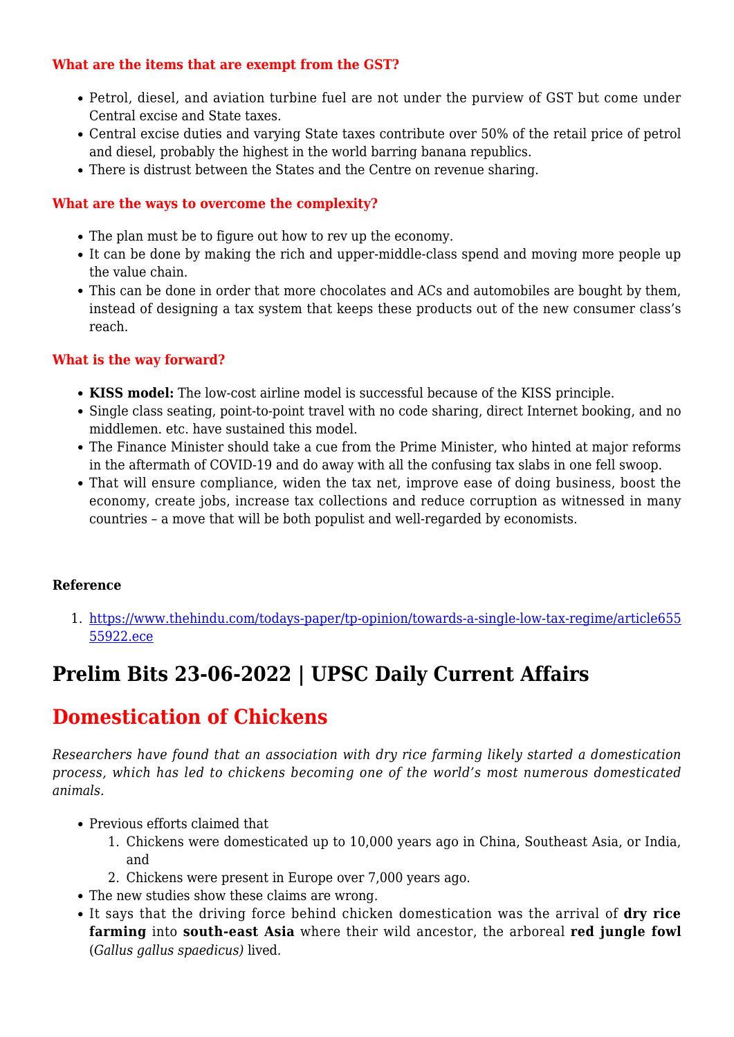#### What are the items that are exempt from the GST?

- Petrol, diesel, and aviation turbine fuel are not under the purview of GST but come under Central excise and State taxes.
- Central excise duties and varying State taxes contribute over 50% of the retail price of petrol and diesel, probably the highest in the world barring banana republics.
- There is distrust between the States and the Centre on revenue sharing.

#### What are the ways to overcome the complexity?

- The plan must be to figure out how to rev up the economy.
- It can be done by making the rich and upper-middle-class spend and moving more people up the value chain.
- This can be done in order that more chocolates and ACs and automobiles are bought by them, instead of designing a tax system that keeps these products out of the new consumer class's reach.

#### What is the way forward?

- **KISS model:** The low-cost airline model is successful because of the KISS principle.
- Single class seating, point-to-point travel with no code sharing, direct Internet booking, and no middlemen. etc. have sustained this model.
- The Finance Minister should take a cue from the Prime Minister, who hinted at major reforms in the aftermath of COVID-19 and do away with all the confusing tax slabs in one fell swoop.
- That will ensure compliance, widen the tax net, improve ease of doing business, boost the economy, create jobs, increase tax collections and reduce corruption as witnessed in many countries – a move that will be both populist and well-regarded by economists.

**Reference**

1. https://www.thehindu.com/todays-paper/tp-opinion/towards-a-single-low-tax-regime/article65555922.ece

# Prelim Bits 23-06-2022 | UPSC Daily Current Affairs

## Domestication of Chickens

*Researchers have found that an association with dry rice farming likely started a domestication process, which has led to chickens becoming one of the world's most numerous domesticated animals.*

- Previous efforts claimed that
  1. Chickens were domesticated up to 10,000 years ago in China, Southeast Asia, or India, and
  2. Chickens were present in Europe over 7,000 years ago.
- The new studies show these claims are wrong.
- It says that the driving force behind chicken domestication was the arrival of **dry rice farming** into **south-east Asia** where their wild ancestor, the arboreal **red jungle fowl** (*Gallus gallus spaedicus)* lived.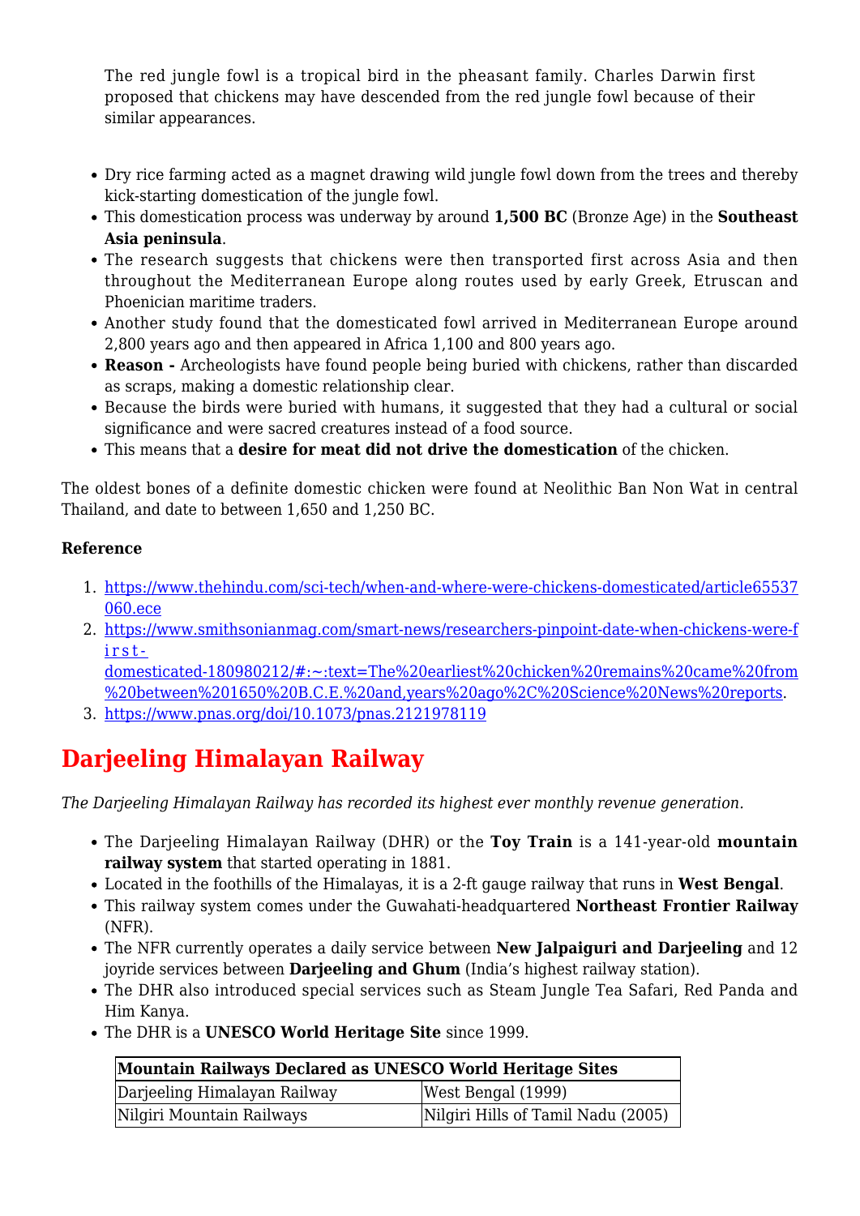The red jungle fowl is a tropical bird in the pheasant family. Charles Darwin first proposed that chickens may have descended from the red jungle fowl because of their similar appearances.

- Dry rice farming acted as a magnet drawing wild jungle fowl down from the trees and thereby kick-starting domestication of the jungle fowl.
- This domestication process was underway by around **1,500 BC** (Bronze Age) in the **Southeast Asia peninsula**.
- The research suggests that chickens were then transported first across Asia and then throughout the Mediterranean Europe along routes used by early Greek, Etruscan and Phoenician maritime traders.
- Another study found that the domesticated fowl arrived in Mediterranean Europe around 2,800 years ago and then appeared in Africa 1,100 and 800 years ago.
- **Reason -** Archeologists have found people being buried with chickens, rather than discarded as scraps, making a domestic relationship clear.
- Because the birds were buried with humans, it suggested that they had a cultural or social significance and were sacred creatures instead of a food source.
- This means that a **desire for meat did not drive the domestication** of the chicken.

The oldest bones of a definite domestic chicken were found at Neolithic Ban Non Wat in central Thailand, and date to between 1,650 and 1,250 BC.

**Reference**

1. https://www.thehindu.com/sci-tech/when-and-where-were-chickens-domesticated/article65537060.ece
2. https://www.smithsonianmag.com/smart-news/researchers-pinpoint-date-when-chickens-were-first-domesticated-180980212/#:~:text=The%20earliest%20chicken%20remains%20came%20from%20between%201650%20B.C.E.%20and,years%20ago%2C%20Science%20News%20reports.
3. https://www.pnas.org/doi/10.1073/pnas.2121978119

# Darjeeling Himalayan Railway

*The Darjeeling Himalayan Railway has recorded its highest ever monthly revenue generation.*

- The Darjeeling Himalayan Railway (DHR) or the **Toy Train** is a 141-year-old **mountain railway system** that started operating in 1881.
- Located in the foothills of the Himalayas, it is a 2-ft gauge railway that runs in **West Bengal**.
- This railway system comes under the Guwahati-headquartered **Northeast Frontier Railway** (NFR).
- The NFR currently operates a daily service between **New Jalpaiguri and Darjeeling** and 12 joyride services between **Darjeeling and Ghum** (India's highest railway station).
- The DHR also introduced special services such as Steam Jungle Tea Safari, Red Panda and Him Kanya.
- The DHR is a **UNESCO World Heritage Site** since 1999.

| **Mountain Railways Declared as UNESCO World Heritage Sites** | |
|---|---|
| Darjeeling Himalayan Railway | West Bengal (1999) |
| Nilgiri Mountain Railways | Nilgiri Hills of Tamil Nadu (2005) |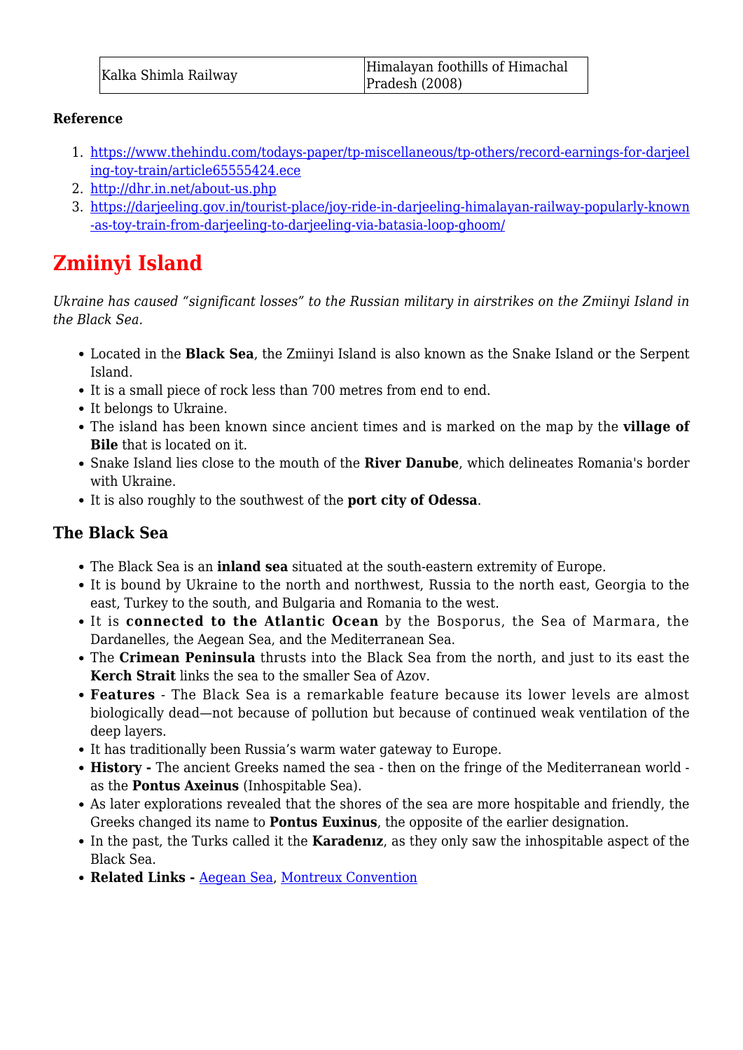| Kalka Shimla Railway | Himalayan foothills of Himachal Pradesh (2008) |
|---|---|

**Reference**

1. https://www.thehindu.com/todays-paper/tp-miscellaneous/tp-others/record-earnings-for-darjeeling-toy-train/article65555424.ece
2. http://dhr.in.net/about-us.php
3. https://darjeeling.gov.in/tourist-place/joy-ride-in-darjeeling-himalayan-railway-popularly-known-as-toy-train-from-darjeeling-to-darjeeling-via-batasia-loop-ghoom/

# Zmiinyi Island

*Ukraine has caused "significant losses" to the Russian military in airstrikes on the Zmiinyi Island in the Black Sea.*

- Located in the **Black Sea**, the Zmiinyi Island is also known as the Snake Island or the Serpent Island.
- It is a small piece of rock less than 700 metres from end to end.
- It belongs to Ukraine.
- The island has been known since ancient times and is marked on the map by the **village of Bile** that is located on it.
- Snake Island lies close to the mouth of the **River Danube**, which delineates Romania's border with Ukraine.
- It is also roughly to the southwest of the **port city of Odessa**.

## The Black Sea

- The Black Sea is an **inland sea** situated at the south-eastern extremity of Europe.
- It is bound by Ukraine to the north and northwest, Russia to the north east, Georgia to the east, Turkey to the south, and Bulgaria and Romania to the west.
- It is **connected to the Atlantic Ocean** by the Bosporus, the Sea of Marmara, the Dardanelles, the Aegean Sea, and the Mediterranean Sea.
- The **Crimean Peninsula** thrusts into the Black Sea from the north, and just to its east the **Kerch Strait** links the sea to the smaller Sea of Azov.
- **Features** - The Black Sea is a remarkable feature because its lower levels are almost biologically dead—not because of pollution but because of continued weak ventilation of the deep layers.
- It has traditionally been Russia's warm water gateway to Europe.
- **History -** The ancient Greeks named the sea - then on the fringe of the Mediterranean world - as the **Pontus Axeinus** (Inhospitable Sea).
- As later explorations revealed that the shores of the sea are more hospitable and friendly, the Greeks changed its name to **Pontus Euxinus**, the opposite of the earlier designation.
- In the past, the Turks called it the **Karadenız**, as they only saw the inhospitable aspect of the Black Sea.
- **Related Links -** Aegean Sea, Montreux Convention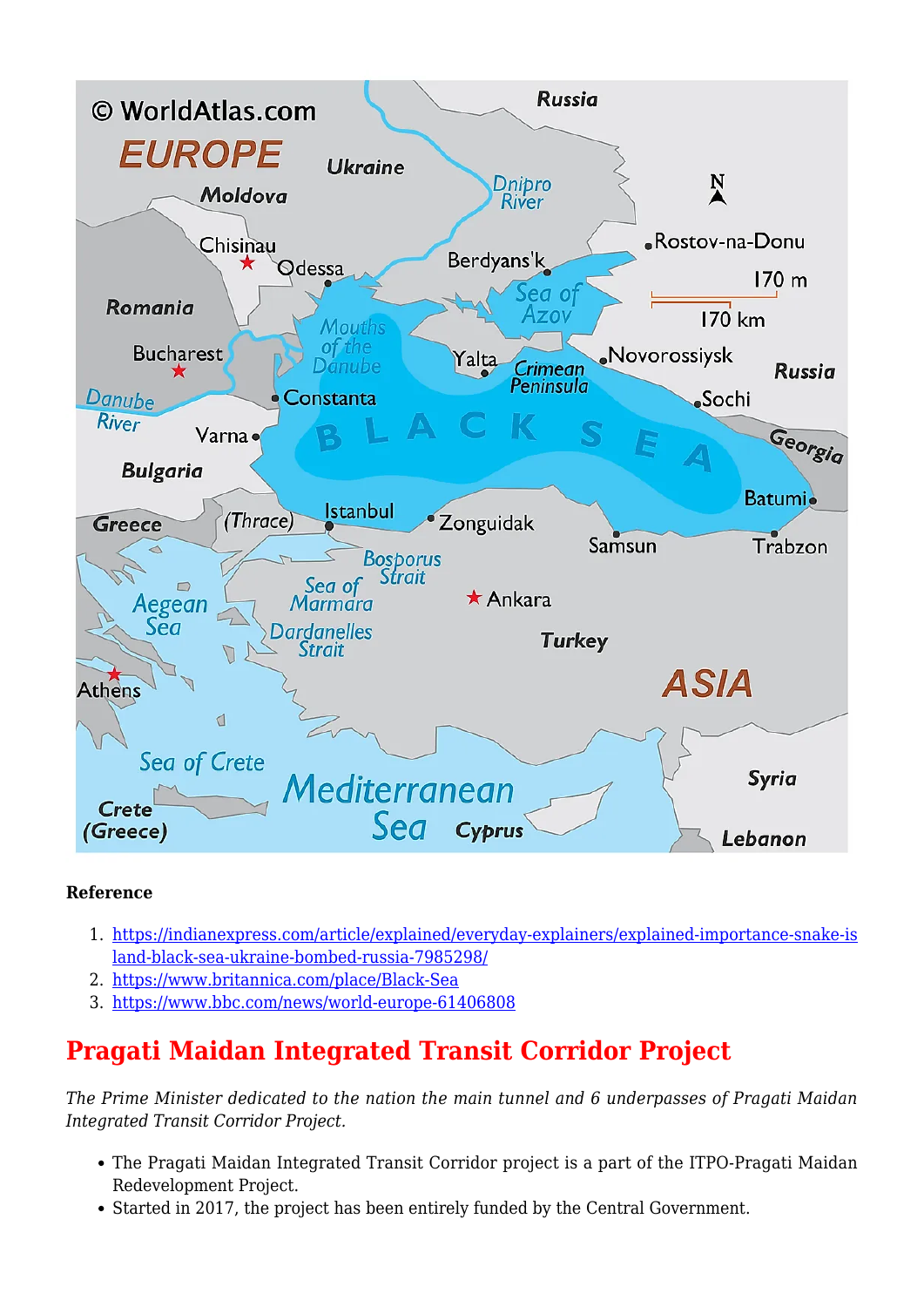**Reference**

1. https://indianexpress.com/article/explained/everyday-explainers/explained-importance-snake-island-black-sea-ukraine-bombed-russia-7985298/
2. https://www.britannica.com/place/Black-Sea
3. https://www.bbc.com/news/world-europe-61406808

## Pragati Maidan Integrated Transit Corridor Project

*The Prime Minister dedicated to the nation the main tunnel and 6 underpasses of Pragati Maidan Integrated Transit Corridor Project.*

- The Pragati Maidan Integrated Transit Corridor project is a part of the ITPO-Pragati Maidan Redevelopment Project.
- Started in 2017, the project has been entirely funded by the Central Government.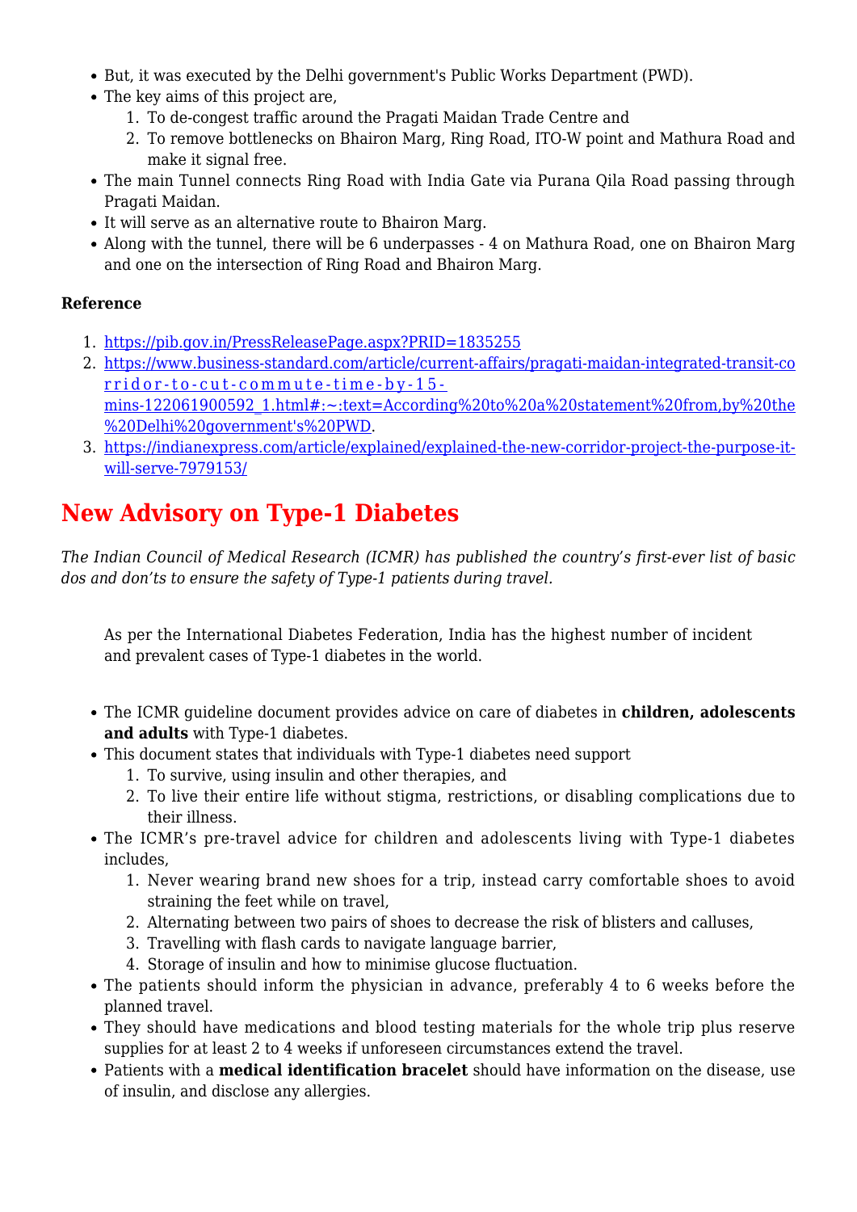- But, it was executed by the Delhi government's Public Works Department (PWD).
- The key aims of this project are,
  1. To de-congest traffic around the Pragati Maidan Trade Centre and
  2. To remove bottlenecks on Bhairon Marg, Ring Road, ITO-W point and Mathura Road and make it signal free.
- The main Tunnel connects Ring Road with India Gate via Purana Qila Road passing through Pragati Maidan.
- It will serve as an alternative route to Bhairon Marg.
- Along with the tunnel, there will be 6 underpasses - 4 on Mathura Road, one on Bhairon Marg and one on the intersection of Ring Road and Bhairon Marg.

**Reference**

1. https://pib.gov.in/PressReleasePage.aspx?PRID=1835255
2. https://www.business-standard.com/article/current-affairs/pragati-maidan-integrated-transit-corridor-to-cut-commute-time-by-15-mins-122061900592_1.html#:~:text=According%20to%20a%20statement%20from,by%20the%20Delhi%20government's%20PWD.
3. https://indianexpress.com/article/explained/explained-the-new-corridor-project-the-purpose-it-will-serve-7979153/

## New Advisory on Type-1 Diabetes

*The Indian Council of Medical Research (ICMR) has published the country's first-ever list of basic dos and don'ts to ensure the safety of Type-1 patients during travel.*

> As per the International Diabetes Federation, India has the highest number of incident and prevalent cases of Type-1 diabetes in the world.

- The ICMR guideline document provides advice on care of diabetes in **children, adolescents and adults** with Type-1 diabetes.
- This document states that individuals with Type-1 diabetes need support
  1. To survive, using insulin and other therapies, and
  2. To live their entire life without stigma, restrictions, or disabling complications due to their illness.
- The ICMR's pre-travel advice for children and adolescents living with Type-1 diabetes includes,
  1. Never wearing brand new shoes for a trip, instead carry comfortable shoes to avoid straining the feet while on travel,
  2. Alternating between two pairs of shoes to decrease the risk of blisters and calluses,
  3. Travelling with flash cards to navigate language barrier,
  4. Storage of insulin and how to minimise glucose fluctuation.
- The patients should inform the physician in advance, preferably 4 to 6 weeks before the planned travel.
- They should have medications and blood testing materials for the whole trip plus reserve supplies for at least 2 to 4 weeks if unforeseen circumstances extend the travel.
- Patients with a **medical identification bracelet** should have information on the disease, use of insulin, and disclose any allergies.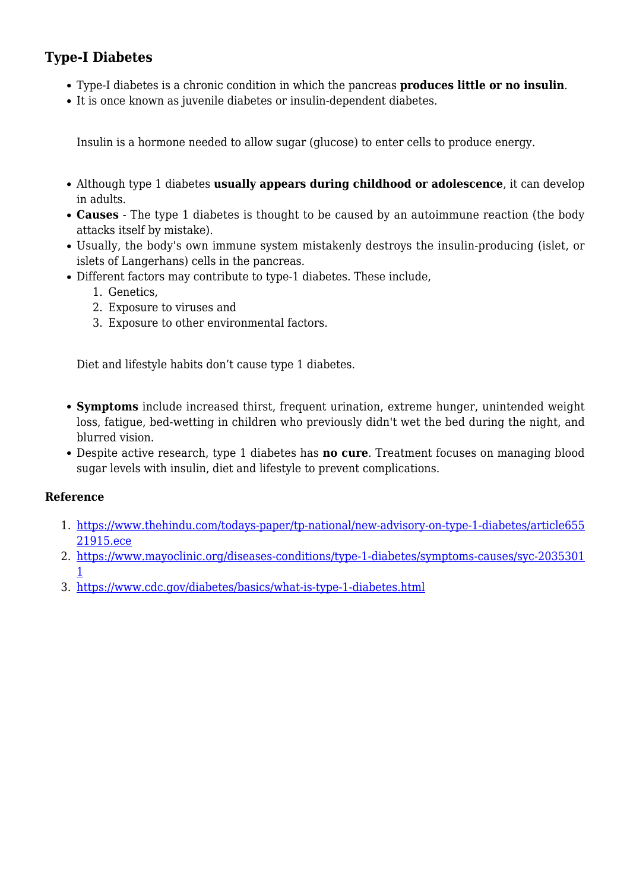## Type-I Diabetes

- Type-I diabetes is a chronic condition in which the pancreas **produces little or no insulin**.
- It is once known as juvenile diabetes or insulin-dependent diabetes.

  Insulin is a hormone needed to allow sugar (glucose) to enter cells to produce energy.

- Although type 1 diabetes **usually appears during childhood or adolescence**, it can develop in adults.
- **Causes** - The type 1 diabetes is thought to be caused by an autoimmune reaction (the body attacks itself by mistake).
- Usually, the body's own immune system mistakenly destroys the insulin-producing (islet, or islets of Langerhans) cells in the pancreas.
- Different factors may contribute to type-1 diabetes. These include,
  1. Genetics,
  2. Exposure to viruses and
  3. Exposure to other environmental factors.

  Diet and lifestyle habits don't cause type 1 diabetes.

- **Symptoms** include increased thirst, frequent urination, extreme hunger, unintended weight loss, fatigue, bed-wetting in children who previously didn't wet the bed during the night, and blurred vision.
- Despite active research, type 1 diabetes has **no cure**. Treatment focuses on managing blood sugar levels with insulin, diet and lifestyle to prevent complications.

### Reference

1. https://www.thehindu.com/todays-paper/tp-national/new-advisory-on-type-1-diabetes/article65521915.ece
2. https://www.mayoclinic.org/diseases-conditions/type-1-diabetes/symptoms-causes/syc-20353011
3. https://www.cdc.gov/diabetes/basics/what-is-type-1-diabetes.html